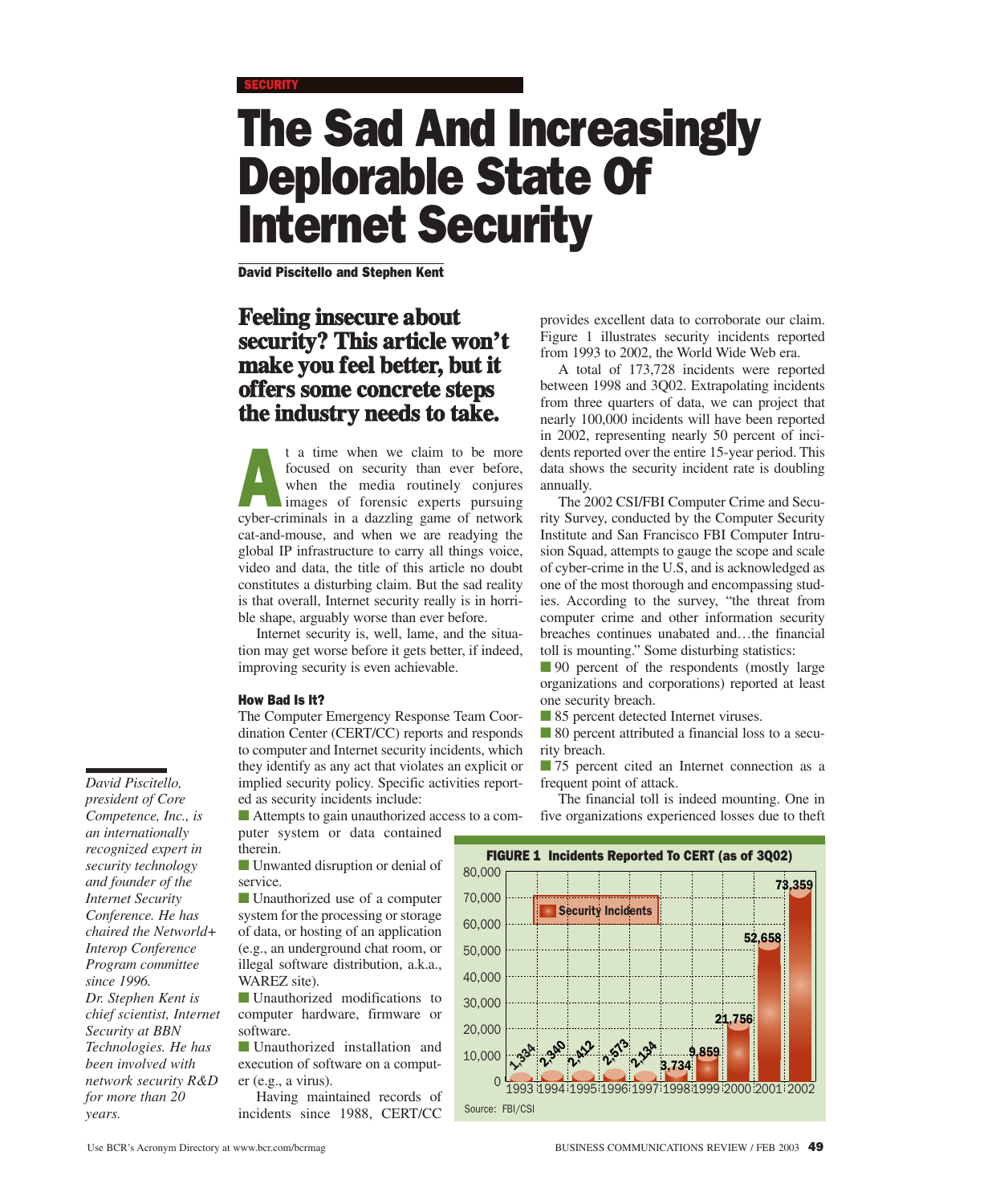SECURITY

# The Sad And Increasingly Deplorable State Of Internet Security

**David Piscitello and Stephen Kent**

## Feeling insecure about security? This article won't make you feel better, but it offers some concrete steps the industry needs to take.

At a time when we claim to be more focused on security than ever before, when the media routinely conjures images of forensic experts pursuing cyber-criminals in a dazzling game of network cat-and-mouse, and when we are readying the global IP infrastructure to carry all things voice, video and data, the title of this article no doubt constitutes a disturbing claim. But the sad reality is that overall, Internet security really is in horrible shape, arguably worse than ever before.

Internet security is, well, lame, and the situation may get worse before it gets better, if indeed, improving security is even achievable.

### How Bad Is It?

The Computer Emergency Response Team Coordination Center (CERT/CC) reports and responds to computer and Internet security incidents, which they identify as any act that violates an explicit or implied security policy. Specific activities reported as security incidents include:

- Attempts to gain unauthorized access to a computer system or data contained therein.
- Unwanted disruption or denial of service.
- Unauthorized use of a computer system for the processing or storage of data, or hosting of an application (e.g., an underground chat room, or illegal software distribution, a.k.a., WAREZ site).
- Unauthorized modifications to computer hardware, firmware or software.
- Unauthorized installation and execution of software on a computer (e.g., a virus).

Having maintained records of incidents since 1988, CERT/CC provides excellent data to corroborate our claim. Figure 1 illustrates security incidents reported from 1993 to 2002, the World Wide Web era.

A total of 173,728 incidents were reported between 1998 and 3Q02. Extrapolating incidents from three quarters of data, we can project that nearly 100,000 incidents will have been reported in 2002, representing nearly 50 percent of incidents reported over the entire 15-year period. This data shows the security incident rate is doubling annually.

The 2002 CSI/FBI Computer Crime and Security Survey, conducted by the Computer Security Institute and San Francisco FBI Computer Intrusion Squad, attempts to gauge the scope and scale of cyber-crime in the U.S, and is acknowledged as one of the most thorough and encompassing studies. According to the survey, "the threat from computer crime and other information security breaches continues unabated and…the financial toll is mounting." Some disturbing statistics:

- 90 percent of the respondents (mostly large organizations and corporations) reported at least one security breach.
- 85 percent detected Internet viruses.
- 80 percent attributed a financial loss to a security breach.
- 75 percent cited an Internet connection as a frequent point of attack.

The financial toll is indeed mounting. One in five organizations experienced losses due to theft

**FIGURE 1 Incidents Reported To CERT (as of 3Q02)**

| Year | Security Incidents |
|---|---|
| 1993 | 1,334 |
| 1994 | 2,340 |
| 1995 | 2,412 |
| 1996 | 2,573 |
| 1997 | 2,134 |
| 1998 | 3,734 |
| 1999 | 9,859 |
| 2000 | 21,756 |
| 2001 | 52,658 |
| 2002 | 73,359 |

Source: FBI/CSI

*David Piscitello, president of Core Competence, Inc., is an internationally recognized expert in security technology and founder of the Internet Security Conference. He has chaired the Networld+Interop Conference Program committee since 1996.*

*Dr. Stephen Kent is chief scientist, Internet Security at BBN Technologies. He has been involved with network security R&D for more than 20 years.*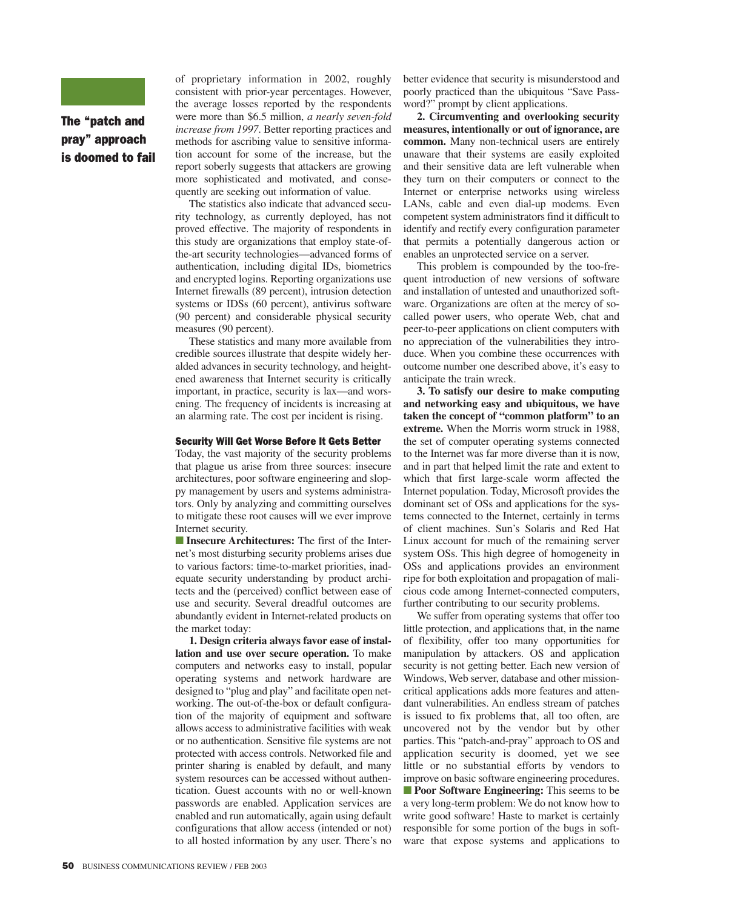**The "patch and pray" approach is doomed to fail**

of proprietary information in 2002, roughly consistent with prior-year percentages. However, the average losses reported by the respondents were more than $6.5 million, *a nearly seven-fold increase from 1997*. Better reporting practices and methods for ascribing value to sensitive information account for some of the increase, but the report soberly suggests that attackers are growing more sophisticated and motivated, and consequently are seeking out information of value.

The statistics also indicate that advanced security technology, as currently deployed, has not proved effective. The majority of respondents in this study are organizations that employ state-of-the-art security technologies—advanced forms of authentication, including digital IDs, biometrics and encrypted logins. Reporting organizations use Internet firewalls (89 percent), intrusion detection systems or IDSs (60 percent), antivirus software (90 percent) and considerable physical security measures (90 percent).

These statistics and many more available from credible sources illustrate that despite widely heralded advances in security technology, and heightened awareness that Internet security is critically important, in practice, security is lax—and worsening. The frequency of incidents is increasing at an alarming rate. The cost per incident is rising.

### Security Will Get Worse Before It Gets Better

Today, the vast majority of the security problems that plague us arise from three sources: insecure architectures, poor software engineering and sloppy management by users and systems administrators. Only by analyzing and committing ourselves to mitigate these root causes will we ever improve Internet security.

■ **Insecure Architectures:** The first of the Internet's most disturbing security problems arises due to various factors: time-to-market priorities, inadequate security understanding by product architects and the (perceived) conflict between ease of use and security. Several dreadful outcomes are abundantly evident in Internet-related products on the market today:

**1. Design criteria always favor ease of installation and use over secure operation.** To make computers and networks easy to install, popular operating systems and network hardware are designed to "plug and play" and facilitate open networking. The out-of-the-box or default configuration of the majority of equipment and software allows access to administrative facilities with weak or no authentication. Sensitive file systems are not protected with access controls. Networked file and printer sharing is enabled by default, and many system resources can be accessed without authentication. Guest accounts with no or well-known passwords are enabled. Application services are enabled and run automatically, again using default configurations that allow access (intended or not) to all hosted information by any user. There's no better evidence that security is misunderstood and poorly practiced than the ubiquitous "Save Password?" prompt by client applications.

**2. Circumventing and overlooking security measures, intentionally or out of ignorance, are common.** Many non-technical users are entirely unaware that their systems are easily exploited and their sensitive data are left vulnerable when they turn on their computers or connect to the Internet or enterprise networks using wireless LANs, cable and even dial-up modems. Even competent system administrators find it difficult to identify and rectify every configuration parameter that permits a potentially dangerous action or enables an unprotected service on a server.

This problem is compounded by the too-frequent introduction of new versions of software and installation of untested and unauthorized software. Organizations are often at the mercy of so-called power users, who operate Web, chat and peer-to-peer applications on client computers with no appreciation of the vulnerabilities they introduce. When you combine these occurrences with outcome number one described above, it's easy to anticipate the train wreck.

**3. To satisfy our desire to make computing and networking easy and ubiquitous, we have taken the concept of "common platform" to an extreme.** When the Morris worm struck in 1988, the set of computer operating systems connected to the Internet was far more diverse than it is now, and in part that helped limit the rate and extent to which that first large-scale worm affected the Internet population. Today, Microsoft provides the dominant set of OSs and applications for the systems connected to the Internet, certainly in terms of client machines. Sun's Solaris and Red Hat Linux account for much of the remaining server system OSs. This high degree of homogeneity in OSs and applications provides an environment ripe for both exploitation and propagation of malicious code among Internet-connected computers, further contributing to our security problems.

We suffer from operating systems that offer too little protection, and applications that, in the name of flexibility, offer too many opportunities for manipulation by attackers. OS and application security is not getting better. Each new version of Windows, Web server, database and other mission-critical applications adds more features and attendant vulnerabilities. An endless stream of patches is issued to fix problems that, all too often, are uncovered not by the vendor but by other parties. This "patch-and-pray" approach to OS and application security is doomed, yet we see little or no substantial efforts by vendors to improve on basic software engineering procedures.

■ **Poor Software Engineering:** This seems to be a very long-term problem: We do not know how to write good software! Haste to market is certainly responsible for some portion of the bugs in software that expose systems and applications to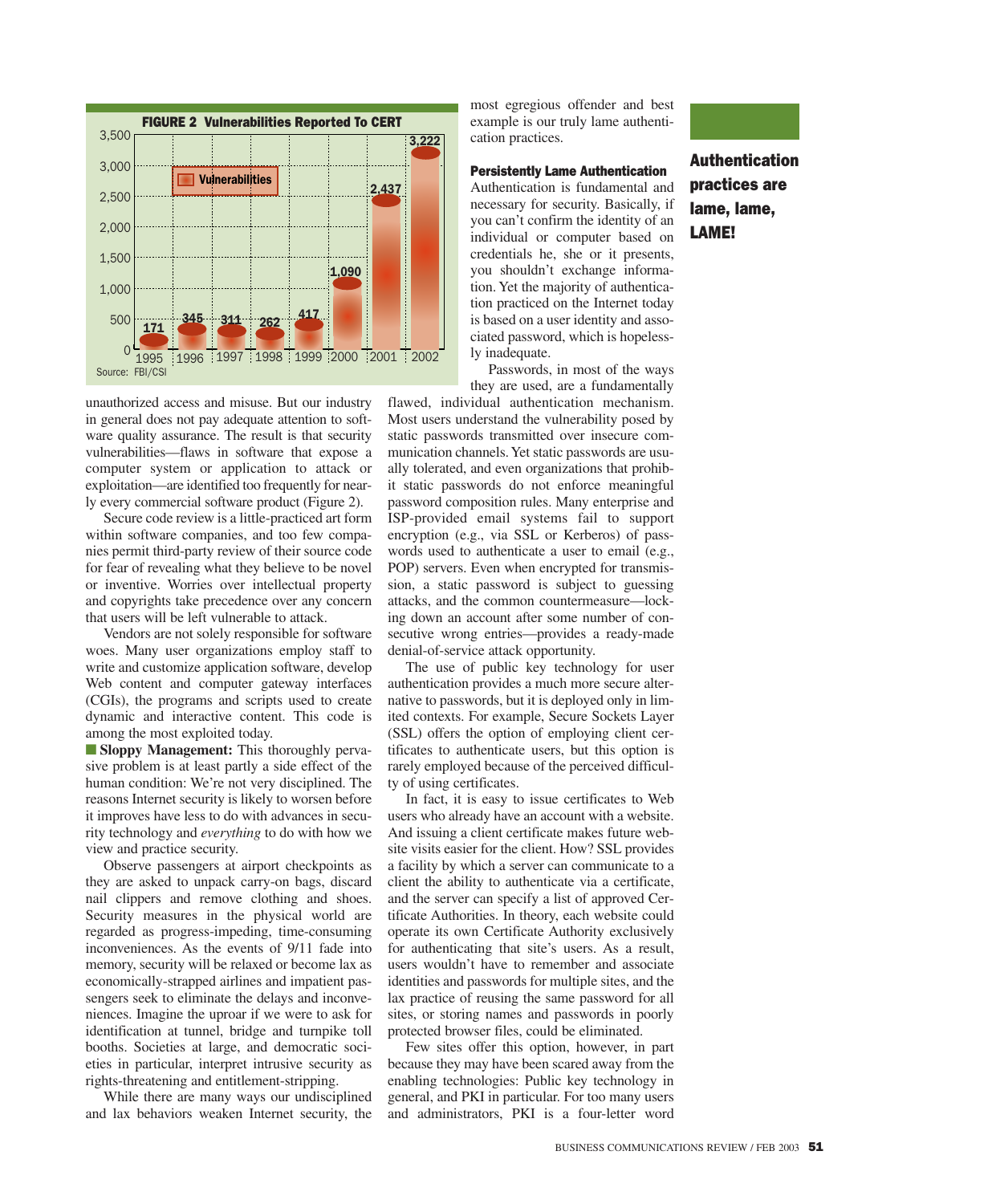**FIGURE 2 Vulnerabilities Reported To CERT**

| Year | Vulnerabilities |
|---|---|
| 1995 | 171 |
| 1996 | 345 |
| 1997 | 311 |
| 1998 | 262 |
| 1999 | 417 |
| 2000 | 1,090 |
| 2001 | 2,437 |
| 2002 | 3,222 |

Source: FBI/CSI

unauthorized access and misuse. But our industry in general does not pay adequate attention to software quality assurance. The result is that security vulnerabilities—flaws in software that expose a computer system or application to attack or exploitation—are identified too frequently for nearly every commercial software product (Figure 2).

Secure code review is a little-practiced art form within software companies, and too few companies permit third-party review of their source code for fear of revealing what they believe to be novel or inventive. Worries over intellectual property and copyrights take precedence over any concern that users will be left vulnerable to attack.

Vendors are not solely responsible for software woes. Many user organizations employ staff to write and customize application software, develop Web content and computer gateway interfaces (CGIs), the programs and scripts used to create dynamic and interactive content. This code is among the most exploited today.

**Sloppy Management:** This thoroughly pervasive problem is at least partly a side effect of the human condition: We're not very disciplined. The reasons Internet security is likely to worsen before it improves have less to do with advances in security technology and *everything* to do with how we view and practice security.

Observe passengers at airport checkpoints as they are asked to unpack carry-on bags, discard nail clippers and remove clothing and shoes. Security measures in the physical world are regarded as progress-impeding, time-consuming inconveniences. As the events of 9/11 fade into memory, security will be relaxed or become lax as economically-strapped airlines and impatient passengers seek to eliminate the delays and inconveniences. Imagine the uproar if we were to ask for identification at tunnel, bridge and turnpike toll booths. Societies at large, and democratic societies in particular, interpret intrusive security as rights-threatening and entitlement-stripping.

While there are many ways our undisciplined and lax behaviors weaken Internet security, the most egregious offender and best example is our truly lame authentication practices.

### Persistently Lame Authentication

Authentication is fundamental and necessary for security. Basically, if you can't confirm the identity of an individual or computer based on credentials he, she or it presents, you shouldn't exchange information. Yet the majority of authentication practiced on the Internet today is based on a user identity and associated password, which is hopelessly inadequate.

Passwords, in most of the ways they are used, are a fundamentally flawed, individual authentication mechanism. Most users understand the vulnerability posed by static passwords transmitted over insecure communication channels. Yet static passwords are usually tolerated, and even organizations that prohibit static passwords do not enforce meaningful password composition rules. Many enterprise and ISP-provided email systems fail to support encryption (e.g., via SSL or Kerberos) of passwords used to authenticate a user to email (e.g., POP) servers. Even when encrypted for transmission, a static password is subject to guessing attacks, and the common countermeasure—locking down an account after some number of consecutive wrong entries—provides a ready-made denial-of-service attack opportunity.

The use of public key technology for user authentication provides a much more secure alternative to passwords, but it is deployed only in limited contexts. For example, Secure Sockets Layer (SSL) offers the option of employing client certificates to authenticate users, but this option is rarely employed because of the perceived difficulty of using certificates.

In fact, it is easy to issue certificates to Web users who already have an account with a website. And issuing a client certificate makes future website visits easier for the client. How? SSL provides a facility by which a server can communicate to a client the ability to authenticate via a certificate, and the server can specify a list of approved Certificate Authorities. In theory, each website could operate its own Certificate Authority exclusively for authenticating that site's users. As a result, users wouldn't have to remember and associate identities and passwords for multiple sites, and the lax practice of reusing the same password for all sites, or storing names and passwords in poorly protected browser files, could be eliminated.

Few sites offer this option, however, in part because they may have been scared away from the enabling technologies: Public key technology in general, and PKI in particular. For too many users and administrators, PKI is a four-letter word

**Authentication practices are lame, lame, LAME!**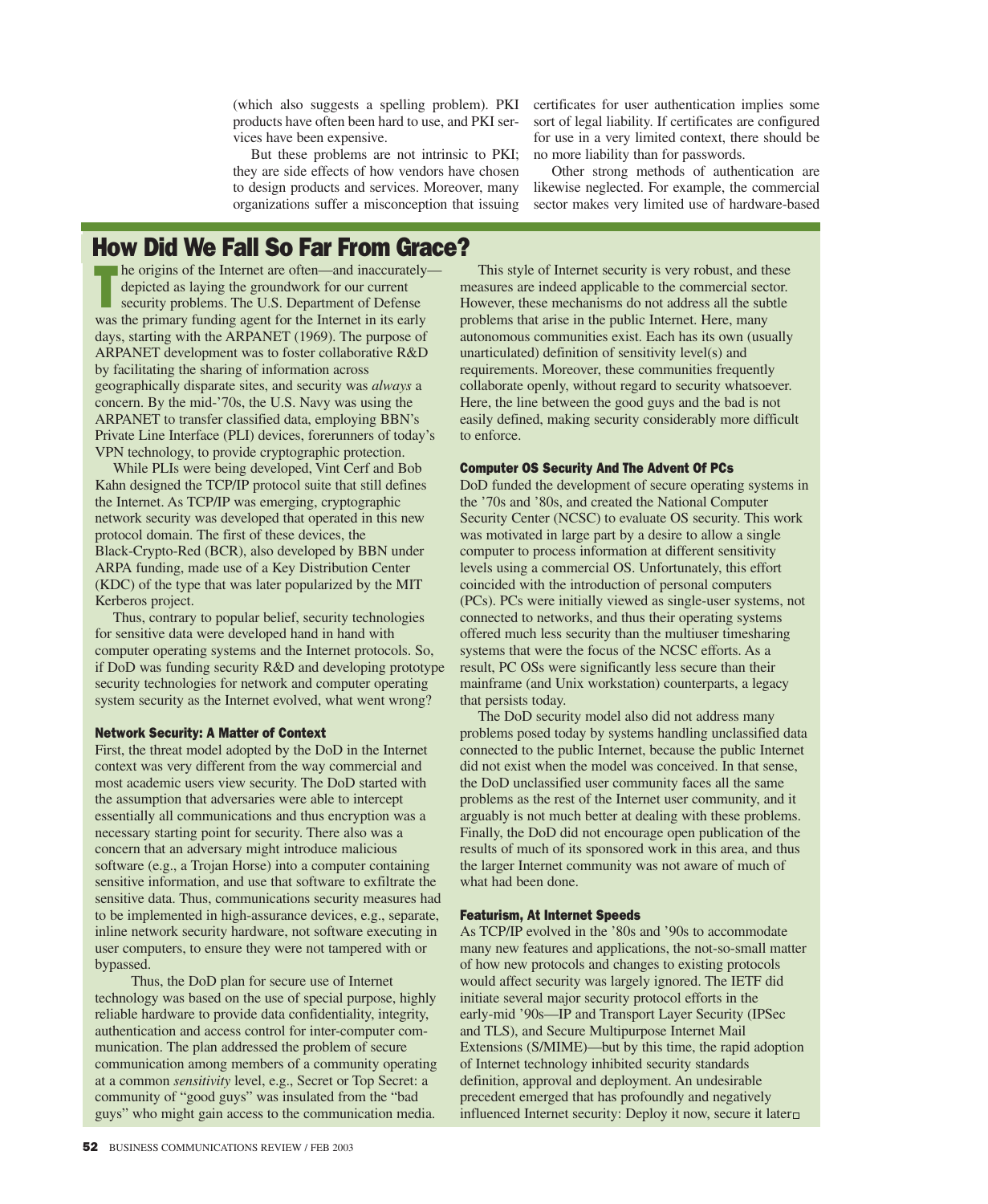(which also suggests a spelling problem). PKI products have often been hard to use, and PKI services have been expensive.

But these problems are not intrinsic to PKI; they are side effects of how vendors have chosen to design products and services. Moreover, many organizations suffer a misconception that issuing certificates for user authentication implies some sort of legal liability. If certificates are configured for use in a very limited context, there should be no more liability than for passwords.

Other strong methods of authentication are likewise neglected. For example, the commercial sector makes very limited use of hardware-based

## How Did We Fall So Far From Grace?

The origins of the Internet are often—and inaccurately—depicted as laying the groundwork for our current security problems. The U.S. Department of Defense was the primary funding agent for the Internet in its early days, starting with the ARPANET (1969). The purpose of ARPANET development was to foster collaborative R&D by facilitating the sharing of information across geographically disparate sites, and security was *always* a concern. By the mid-'70s, the U.S. Navy was using the ARPANET to transfer classified data, employing BBN's Private Line Interface (PLI) devices, forerunners of today's VPN technology, to provide cryptographic protection.

While PLIs were being developed, Vint Cerf and Bob Kahn designed the TCP/IP protocol suite that still defines the Internet. As TCP/IP was emerging, cryptographic network security was developed that operated in this new protocol domain. The first of these devices, the Black-Crypto-Red (BCR), also developed by BBN under ARPA funding, made use of a Key Distribution Center (KDC) of the type that was later popularized by the MIT Kerberos project.

Thus, contrary to popular belief, security technologies for sensitive data were developed hand in hand with computer operating systems and the Internet protocols. So, if DoD was funding security R&D and developing prototype security technologies for network and computer operating system security as the Internet evolved, what went wrong?

### Network Security: A Matter of Context

First, the threat model adopted by the DoD in the Internet context was very different from the way commercial and most academic users view security. The DoD started with the assumption that adversaries were able to intercept essentially all communications and thus encryption was a necessary starting point for security. There also was a concern that an adversary might introduce malicious software (e.g., a Trojan Horse) into a computer containing sensitive information, and use that software to exfiltrate the sensitive data. Thus, communications security measures had to be implemented in high-assurance devices, e.g., separate, inline network security hardware, not software executing in user computers, to ensure they were not tampered with or bypassed.

Thus, the DoD plan for secure use of Internet technology was based on the use of special purpose, highly reliable hardware to provide data confidentiality, integrity, authentication and access control for inter-computer communication. The plan addressed the problem of secure communication among members of a community operating at a common *sensitivity* level, e.g., Secret or Top Secret: a community of "good guys" was insulated from the "bad guys" who might gain access to the communication media.

This style of Internet security is very robust, and these measures are indeed applicable to the commercial sector. However, these mechanisms do not address all the subtle problems that arise in the public Internet. Here, many autonomous communities exist. Each has its own (usually unarticulated) definition of sensitivity level(s) and requirements. Moreover, these communities frequently collaborate openly, without regard to security whatsoever. Here, the line between the good guys and the bad is not easily defined, making security considerably more difficult to enforce.

### Computer OS Security And The Advent Of PCs

DoD funded the development of secure operating systems in the '70s and '80s, and created the National Computer Security Center (NCSC) to evaluate OS security. This work was motivated in large part by a desire to allow a single computer to process information at different sensitivity levels using a commercial OS. Unfortunately, this effort coincided with the introduction of personal computers (PCs). PCs were initially viewed as single-user systems, not connected to networks, and thus their operating systems offered much less security than the multiuser timesharing systems that were the focus of the NCSC efforts. As a result, PC OSs were significantly less secure than their mainframe (and Unix workstation) counterparts, a legacy that persists today.

The DoD security model also did not address many problems posed today by systems handling unclassified data connected to the public Internet, because the public Internet did not exist when the model was conceived. In that sense, the DoD unclassified user community faces all the same problems as the rest of the Internet user community, and it arguably is not much better at dealing with these problems. Finally, the DoD did not encourage open publication of the results of much of its sponsored work in this area, and thus the larger Internet community was not aware of much of what had been done.

### Featurism, At Internet Speeds

As TCP/IP evolved in the '80s and '90s to accommodate many new features and applications, the not-so-small matter of how new protocols and changes to existing protocols would affect security was largely ignored. The IETF did initiate several major security protocol efforts in the early-mid '90s—IP and Transport Layer Security (IPSec and TLS), and Secure Multipurpose Internet Mail Extensions (S/MIME)—but by this time, the rapid adoption of Internet technology inhibited security standards definition, approval and deployment. An undesirable precedent emerged that has profoundly and negatively influenced Internet security: Deploy it now, secure it later□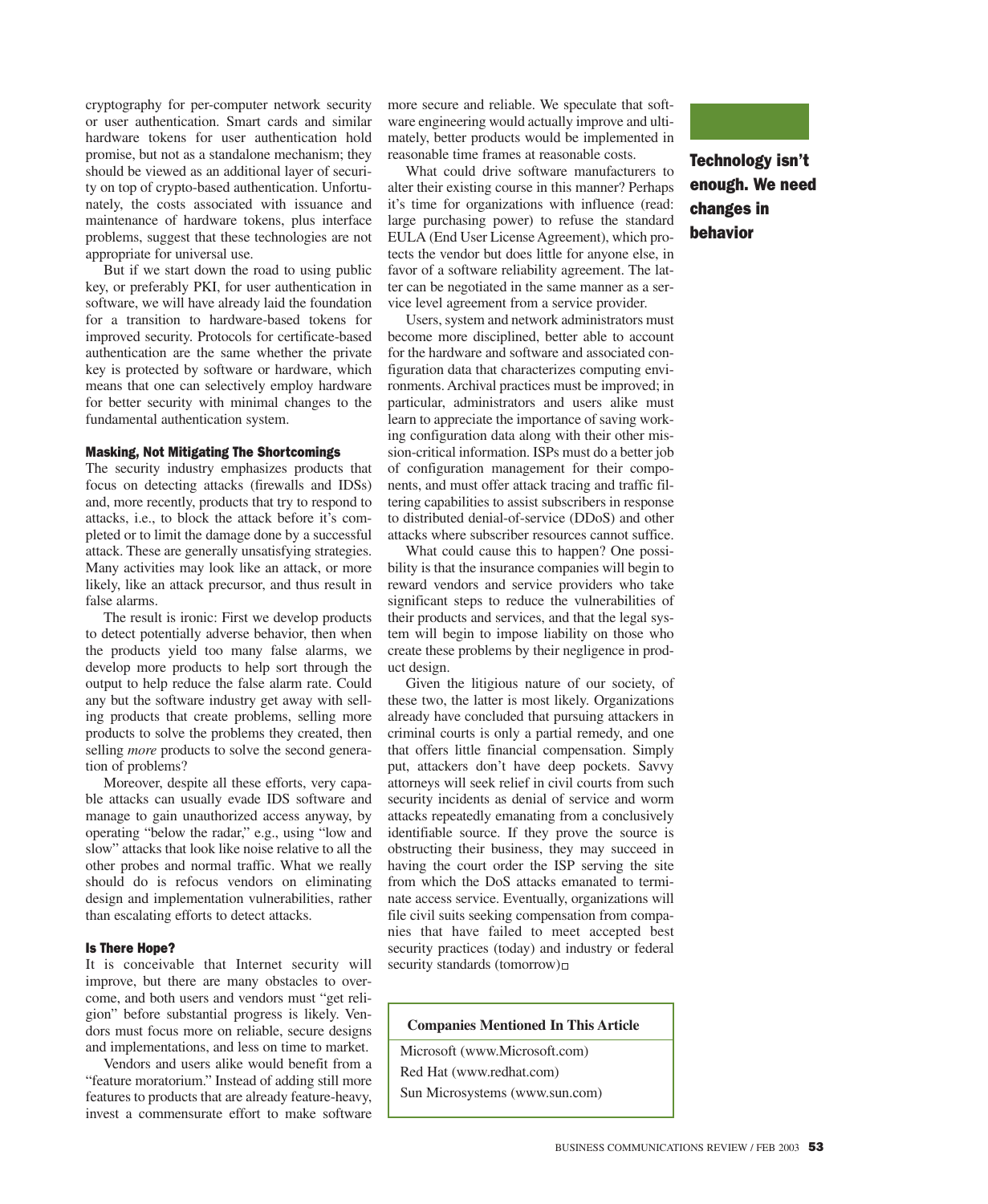cryptography for per-computer network security or user authentication. Smart cards and similar hardware tokens for user authentication hold promise, but not as a standalone mechanism; they should be viewed as an additional layer of security on top of crypto-based authentication. Unfortunately, the costs associated with issuance and maintenance of hardware tokens, plus interface problems, suggest that these technologies are not appropriate for universal use.

But if we start down the road to using public key, or preferably PKI, for user authentication in software, we will have already laid the foundation for a transition to hardware-based tokens for improved security. Protocols for certificate-based authentication are the same whether the private key is protected by software or hardware, which means that one can selectively employ hardware for better security with minimal changes to the fundamental authentication system.

### Masking, Not Mitigating The Shortcomings

The security industry emphasizes products that focus on detecting attacks (firewalls and IDSs) and, more recently, products that try to respond to attacks, i.e., to block the attack before it's completed or to limit the damage done by a successful attack. These are generally unsatisfying strategies. Many activities may look like an attack, or more likely, like an attack precursor, and thus result in false alarms.

The result is ironic: First we develop products to detect potentially adverse behavior, then when the products yield too many false alarms, we develop more products to help sort through the output to help reduce the false alarm rate. Could any but the software industry get away with selling products that create problems, selling more products to solve the problems they created, then selling *more* products to solve the second generation of problems?

Moreover, despite all these efforts, very capable attacks can usually evade IDS software and manage to gain unauthorized access anyway, by operating "below the radar," e.g., using "low and slow" attacks that look like noise relative to all the other probes and normal traffic. What we really should do is refocus vendors on eliminating design and implementation vulnerabilities, rather than escalating efforts to detect attacks.

### Is There Hope?

It is conceivable that Internet security will improve, but there are many obstacles to overcome, and both users and vendors must "get religion" before substantial progress is likely. Vendors must focus more on reliable, secure designs and implementations, and less on time to market.

Vendors and users alike would benefit from a "feature moratorium." Instead of adding still more features to products that are already feature-heavy, invest a commensurate effort to make software more secure and reliable. We speculate that software engineering would actually improve and ultimately, better products would be implemented in reasonable time frames at reasonable costs.

**Technology isn't enough. We need changes in behavior**

What could drive software manufacturers to alter their existing course in this manner? Perhaps it's time for organizations with influence (read: large purchasing power) to refuse the standard EULA (End User License Agreement), which protects the vendor but does little for anyone else, in favor of a software reliability agreement. The latter can be negotiated in the same manner as a service level agreement from a service provider.

Users, system and network administrators must become more disciplined, better able to account for the hardware and software and associated configuration data that characterizes computing environments. Archival practices must be improved; in particular, administrators and users alike must learn to appreciate the importance of saving working configuration data along with their other mission-critical information. ISPs must do a better job of configuration management for their components, and must offer attack tracing and traffic filtering capabilities to assist subscribers in response to distributed denial-of-service (DDoS) and other attacks where subscriber resources cannot suffice.

What could cause this to happen? One possibility is that the insurance companies will begin to reward vendors and service providers who take significant steps to reduce the vulnerabilities of their products and services, and that the legal system will begin to impose liability on those who create these problems by their negligence in product design.

Given the litigious nature of our society, of these two, the latter is most likely. Organizations already have concluded that pursuing attackers in criminal courts is only a partial remedy, and one that offers little financial compensation. Simply put, attackers don't have deep pockets. Savvy attorneys will seek relief in civil courts from such security incidents as denial of service and worm attacks repeatedly emanating from a conclusively identifiable source. If they prove the source is obstructing their business, they may succeed in having the court order the ISP serving the site from which the DoS attacks emanated to terminate access service. Eventually, organizations will file civil suits seeking compensation from companies that have failed to meet accepted best security practices (today) and industry or federal security standards (tomorrow) □

**Companies Mentioned In This Article**

Microsoft (www.Microsoft.com)

Red Hat (www.redhat.com)

Sun Microsystems (www.sun.com)